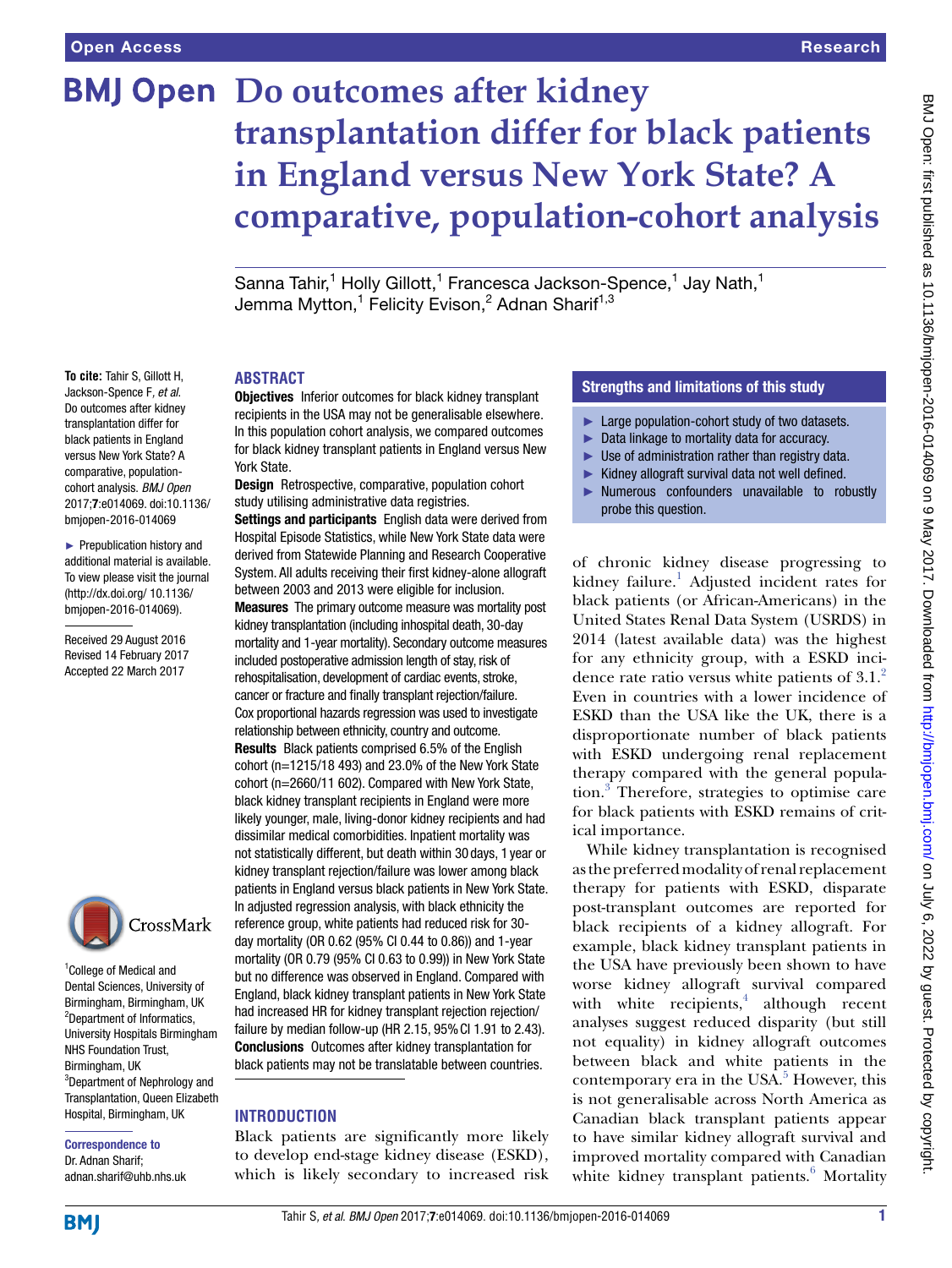Open Access | Research

# Do outcomes after kidney transplantation differ for black patients in England versus New York State? A comparative, population-cohort analysis

Sanna Tahir,[1] Holly Gillott,[1] Francesca Jackson-Spence,[1] Jay Nath,[1] Jemma Mytton,[1] Felicity Evison,[2] Adnan Sharif[1,3]

**To cite:** Tahir S, Gillott H, Jackson-Spence F, *et al*. Do outcomes after kidney transplantation differ for black patients in England versus New York State? A comparative, population-cohort analysis. *BMJ Open* 2017;**7**:e014069. doi:10.1136/bmjopen-2016-014069

► Prepublication history and additional material is available. To view please visit the journal (http://dx.doi.org/ 10.1136/bmjopen-2016-014069).

Received 29 August 2016
Revised 14 February 2017
Accepted 22 March 2017

[1]College of Medical and Dental Sciences, University of Birmingham, Birmingham, UK
[2]Department of Informatics, University Hospitals Birmingham NHS Foundation Trust, Birmingham, UK
[3]Department of Nephrology and Transplantation, Queen Elizabeth Hospital, Birmingham, UK

**Correspondence to**
Dr. Adnan Sharif; adnan.sharif@uhb.nhs.uk

## ABSTRACT

**Objectives** Inferior outcomes for black kidney transplant recipients in the USA may not be generalisable elsewhere. In this population cohort analysis, we compared outcomes for black kidney transplant patients in England versus New York State.

**Design** Retrospective, comparative, population cohort study utilising administrative data registries.

**Settings and participants** English data were derived from Hospital Episode Statistics, while New York State data were derived from Statewide Planning and Research Cooperative System. All adults receiving their first kidney-alone allograft between 2003 and 2013 were eligible for inclusion.

**Measures** The primary outcome measure was mortality post kidney transplantation (including inhospital death, 30-day mortality and 1-year mortality). Secondary outcome measures included postoperative admission length of stay, risk of rehospitalisation, development of cardiac events, stroke, cancer or fracture and finally transplant rejection/failure. Cox proportional hazards regression was used to investigate relationship between ethnicity, country and outcome.

**Results** Black patients comprised 6.5% of the English cohort (n=1215/18 493) and 23.0% of the New York State cohort (n=2660/11 602). Compared with New York State, black kidney transplant recipients in England were more likely younger, male, living-donor kidney recipients and had dissimilar medical comorbidities. Inpatient mortality was not statistically different, but death within 30 days, 1 year or kidney transplant rejection/failure was lower among black patients in England versus black patients in New York State. In adjusted regression analysis, with black ethnicity the reference group, white patients had reduced risk for 30-day mortality (OR 0.62 (95% CI 0.44 to 0.86)) and 1-year mortality (OR 0.79 (95% CI 0.63 to 0.99)) in New York State but no difference was observed in England. Compared with England, black kidney transplant patients in New York State had increased HR for kidney transplant rejection rejection/failure by median follow-up (HR 2.15, 95% CI 1.91 to 2.43).

**Conclusions** Outcomes after kidney transplantation for black patients may not be translatable between countries.

### Strengths and limitations of this study

- Large population-cohort study of two datasets.
- Data linkage to mortality data for accuracy.
- Use of administration rather than registry data.
- Kidney allograft survival data not well defined.
- Numerous confounders unavailable to robustly probe this question.

## INTRODUCTION

Black patients are significantly more likely to develop end-stage kidney disease (ESKD), which is likely secondary to increased risk of chronic kidney disease progressing to kidney failure.[1] Adjusted incident rates for black patients (or African-Americans) in the United States Renal Data System (USRDS) in 2014 (latest available data) was the highest for any ethnicity group, with a ESKD incidence rate ratio versus white patients of 3.1.[2] Even in countries with a lower incidence of ESKD than the USA like the UK, there is a disproportionate number of black patients with ESKD undergoing renal replacement therapy compared with the general population.[3] Therefore, strategies to optimise care for black patients with ESKD remains of critical importance.

While kidney transplantation is recognised as the preferred modality of renal replacement therapy for patients with ESKD, disparate post-transplant outcomes are reported for black recipients of a kidney allograft. For example, black kidney transplant patients in the USA have previously been shown to have worse kidney allograft survival compared with white recipients,[4] although recent analyses suggest reduced disparity (but still not equality) in kidney allograft outcomes between black and white patients in the contemporary era in the USA.[5] However, this is not generalisable across North America as Canadian black transplant patients appear to have similar kidney allograft survival and improved mortality compared with Canadian white kidney transplant patients.[6] Mortality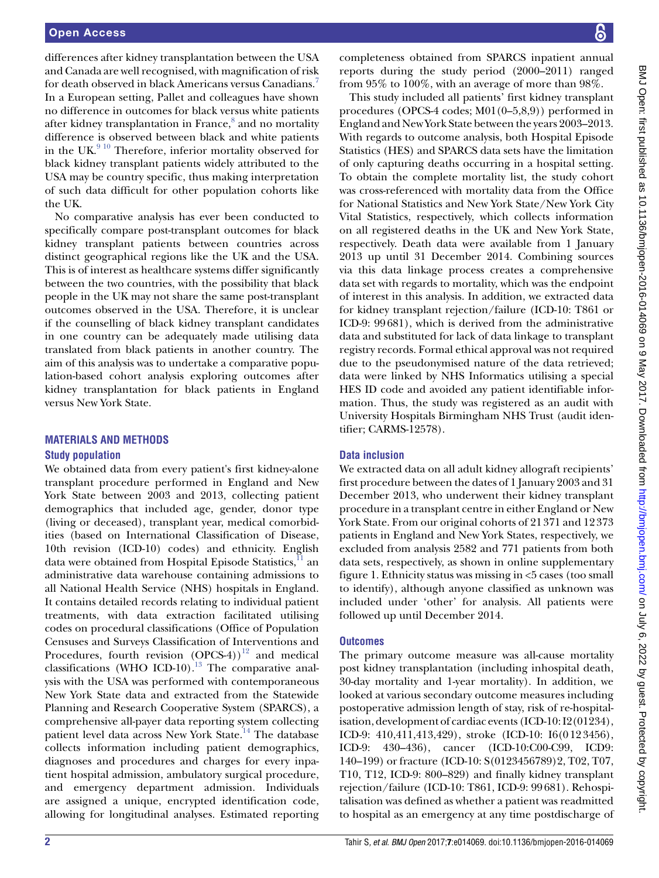differences after kidney transplantation between the USA and Canada are well recognised, with magnification of risk for death observed in black Americans versus Canadians.[7] In a European setting, Pallet and colleagues have shown no difference in outcomes for black versus white patients after kidney transplantation in France,[8] and no mortality difference is observed between black and white patients in the UK.[9 10] Therefore, inferior mortality observed for black kidney transplant patients widely attributed to the USA may be country specific, thus making interpretation of such data difficult for other population cohorts like the UK.

No comparative analysis has ever been conducted to specifically compare post-transplant outcomes for black kidney transplant patients between countries across distinct geographical regions like the UK and the USA. This is of interest as healthcare systems differ significantly between the two countries, with the possibility that black people in the UK may not share the same post-transplant outcomes observed in the USA. Therefore, it is unclear if the counselling of black kidney transplant candidates in one country can be adequately made utilising data translated from black patients in another country. The aim of this analysis was to undertake a comparative population-based cohort analysis exploring outcomes after kidney transplantation for black patients in England versus New York State.

## MATERIALS AND METHODS

### Study population

We obtained data from every patient's first kidney-alone transplant procedure performed in England and New York State between 2003 and 2013, collecting patient demographics that included age, gender, donor type (living or deceased), transplant year, medical comorbidities (based on International Classification of Disease, 10th revision (ICD-10) codes) and ethnicity. English data were obtained from Hospital Episode Statistics,[11] an administrative data warehouse containing admissions to all National Health Service (NHS) hospitals in England. It contains detailed records relating to individual patient treatments, with data extraction facilitated utilising codes on procedural classifications (Office of Population Censuses and Surveys Classification of Interventions and Procedures, fourth revision (OPCS-4))[12] and medical classifications (WHO ICD-10).[13] The comparative analysis with the USA was performed with contemporaneous New York State data and extracted from the Statewide Planning and Research Cooperative System (SPARCS), a comprehensive all-payer data reporting system collecting patient level data across New York State.[14] The database collects information including patient demographics, diagnoses and procedures and charges for every inpatient hospital admission, ambulatory surgical procedure, and emergency department admission. Individuals are assigned a unique, encrypted identification code, allowing for longitudinal analyses. Estimated reporting completeness obtained from SPARCS inpatient annual reports during the study period (2000–2011) ranged from 95% to 100%, with an average of more than 98%.

This study included all patients' first kidney transplant procedures (OPCS-4 codes; M01(0–5,8,9)) performed in England and New York State between the years 2003–2013. With regards to outcome analysis, both Hospital Episode Statistics (HES) and SPARCS data sets have the limitation of only capturing deaths occurring in a hospital setting. To obtain the complete mortality list, the study cohort was cross-referenced with mortality data from the Office for National Statistics and New York State/New York City Vital Statistics, respectively, which collects information on all registered deaths in the UK and New York State, respectively. Death data were available from 1 January 2013 up until 31 December 2014. Combining sources via this data linkage process creates a comprehensive data set with regards to mortality, which was the endpoint of interest in this analysis. In addition, we extracted data for kidney transplant rejection/failure (ICD-10: T861 or ICD-9: 99681), which is derived from the administrative data and substituted for lack of data linkage to transplant registry records. Formal ethical approval was not required due to the pseudonymised nature of the data retrieved; data were linked by NHS Informatics utilising a special HES ID code and avoided any patient identifiable information. Thus, the study was registered as an audit with University Hospitals Birmingham NHS Trust (audit identifier; CARMS-12578).

### Data inclusion

We extracted data on all adult kidney allograft recipients' first procedure between the dates of 1 January 2003 and 31 December 2013, who underwent their kidney transplant procedure in a transplant centre in either England or New York State. From our original cohorts of 21 371 and 12 373 patients in England and New York States, respectively, we excluded from analysis 2582 and 771 patients from both data sets, respectively, as shown in online supplementary figure 1. Ethnicity status was missing in <5 cases (too small to identify), although anyone classified as unknown was included under 'other' for analysis. All patients were followed up until December 2014.

### Outcomes

The primary outcome measure was all-cause mortality post kidney transplantation (including inhospital death, 30-day mortality and 1-year mortality). In addition, we looked at various secondary outcome measures including postoperative admission length of stay, risk of re-hospitalisation, development of cardiac events (ICD-10: I2(01234), ICD-9: 410,411,413,429), stroke (ICD-10: I6(0 12 3456), ICD-9: 430–436), cancer (ICD-10:C00-C99, ICD9: 140–199) or fracture (ICD-10: S(0123456789)2, T02, T07, T10, T12, ICD-9: 800–829) and finally kidney transplant rejection/failure (ICD-10: T861, ICD-9: 99 681). Rehospitalisation was defined as whether a patient was readmitted to hospital as an emergency at any time postdischarge of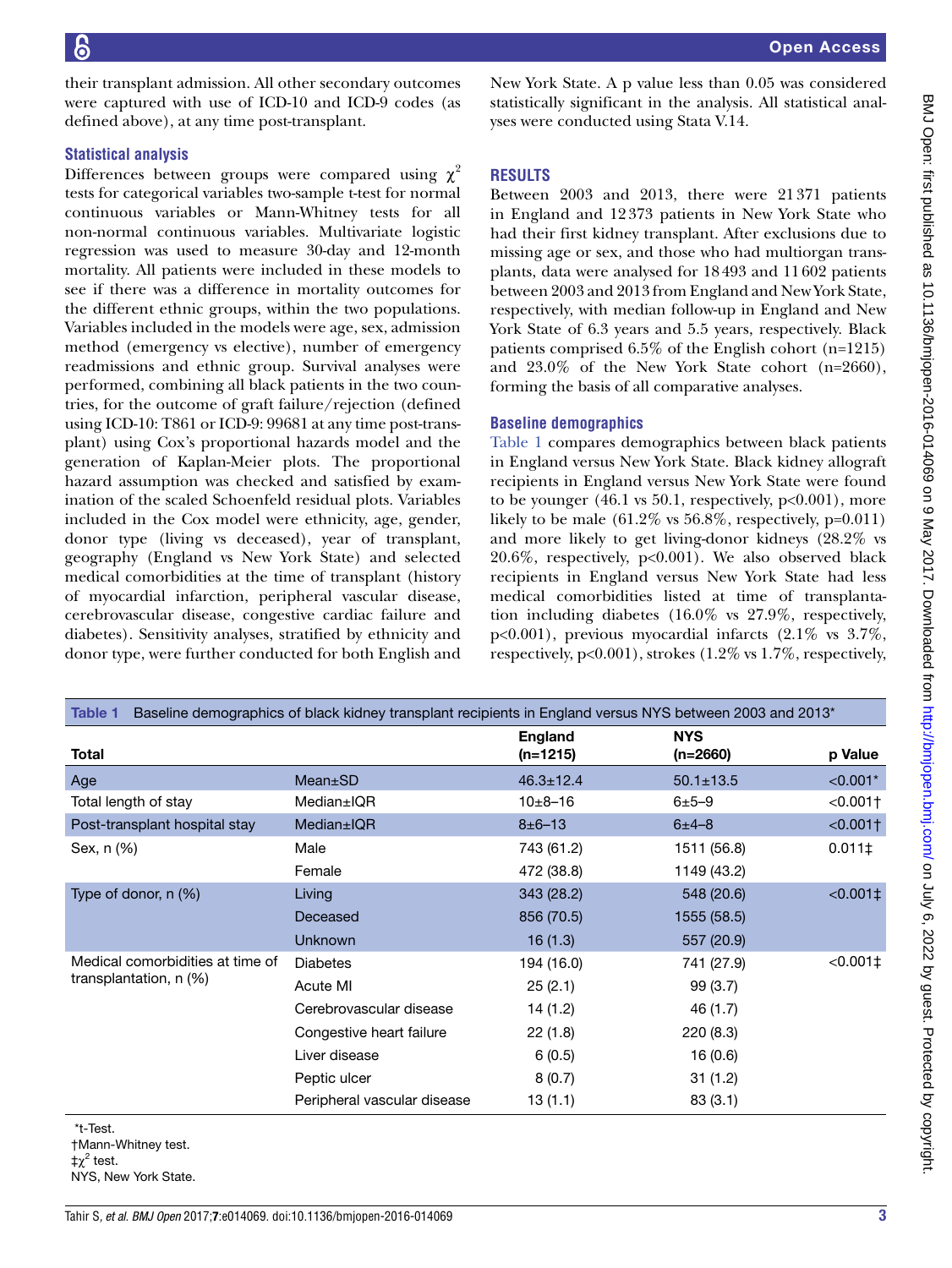their transplant admission. All other secondary outcomes were captured with use of ICD-10 and ICD-9 codes (as defined above), at any time post-transplant.

### Statistical analysis

Differences between groups were compared using $\chi^2$ tests for categorical variables two-sample t-test for normal continuous variables or Mann-Whitney tests for all non-normal continuous variables. Multivariate logistic regression was used to measure 30-day and 12-month mortality. All patients were included in these models to see if there was a difference in mortality outcomes for the different ethnic groups, within the two populations. Variables included in the models were age, sex, admission method (emergency vs elective), number of emergency readmissions and ethnic group. Survival analyses were performed, combining all black patients in the two countries, for the outcome of graft failure/rejection (defined using ICD-10: T861 or ICD-9: 99681 at any time post-transplant) using Cox's proportional hazards model and the generation of Kaplan-Meier plots. The proportional hazard assumption was checked and satisfied by examination of the scaled Schoenfeld residual plots. Variables included in the Cox model were ethnicity, age, gender, donor type (living vs deceased), year of transplant, geography (England vs New York State) and selected medical comorbidities at the time of transplant (history of myocardial infarction, peripheral vascular disease, cerebrovascular disease, congestive cardiac failure and diabetes). Sensitivity analyses, stratified by ethnicity and donor type, were further conducted for both English and New York State. A p value less than 0.05 was considered statistically significant in the analysis. All statistical analyses were conducted using Stata V.14.

## RESULTS

Between 2003 and 2013, there were 21 371 patients in England and 12 373 patients in New York State who had their first kidney transplant. After exclusions due to missing age or sex, and those who had multiorgan transplants, data were analysed for 18 493 and 11 602 patients between 2003 and 2013 from England and New York State, respectively, with median follow-up in England and New York State of 6.3 years and 5.5 years, respectively. Black patients comprised 6.5% of the English cohort (n=1215) and 23.0% of the New York State cohort (n=2660), forming the basis of all comparative analyses.

### Baseline demographics

Table 1 compares demographics between black patients in England versus New York State. Black kidney allograft recipients in England versus New York State were found to be younger (46.1 vs 50.1, respectively, p<0.001), more likely to be male (61.2% vs 56.8%, respectively, p=0.011) and more likely to get living-donor kidneys (28.2% vs 20.6%, respectively, p<0.001). We also observed black recipients in England versus New York State had less medical comorbidities listed at time of transplantation including diabetes (16.0% vs 27.9%, respectively, p<0.001), previous myocardial infarcts (2.1% vs 3.7%, respectively, p<0.001), strokes (1.2% vs 1.7%, respectively,

**Table 1** Baseline demographics of black kidney transplant recipients in England versus NYS between 2003 and 2013*

| Total | | England (n=1215) | NYS (n=2660) | p Value |
|---|---|---|---|---|
| Age | Mean±SD | 46.3±12.4 | 50.1±13.5 | <0.001* |
| Total length of stay | Median±IQR | 10±8–16 | 6±5–9 | <0.001† |
| Post-transplant hospital stay | Median±IQR | 8±6–13 | 6±4–8 | <0.001† |
| Sex, n (%) | Male | 743 (61.2) | 1511 (56.8) | 0.011‡ |
| | Female | 472 (38.8) | 1149 (43.2) | |
| Type of donor, n (%) | Living | 343 (28.2) | 548 (20.6) | <0.001‡ |
| | Deceased | 856 (70.5) | 1555 (58.5) | |
| | Unknown | 16 (1.3) | 557 (20.9) | |
| Medical comorbidities at time of transplantation, n (%) | Diabetes | 194 (16.0) | 741 (27.9) | <0.001‡ |
| | Acute MI | 25 (2.1) | 99 (3.7) | |
| | Cerebrovascular disease | 14 (1.2) | 46 (1.7) | |
| | Congestive heart failure | 22 (1.8) | 220 (8.3) | |
| | Liver disease | 6 (0.5) | 16 (0.6) | |
| | Peptic ulcer | 8 (0.7) | 31 (1.2) | |
| | Peripheral vascular disease | 13 (1.1) | 83 (3.1) | |

*t-Test.
†Mann-Whitney test.
‡$\chi^2$ test.
NYS, New York State.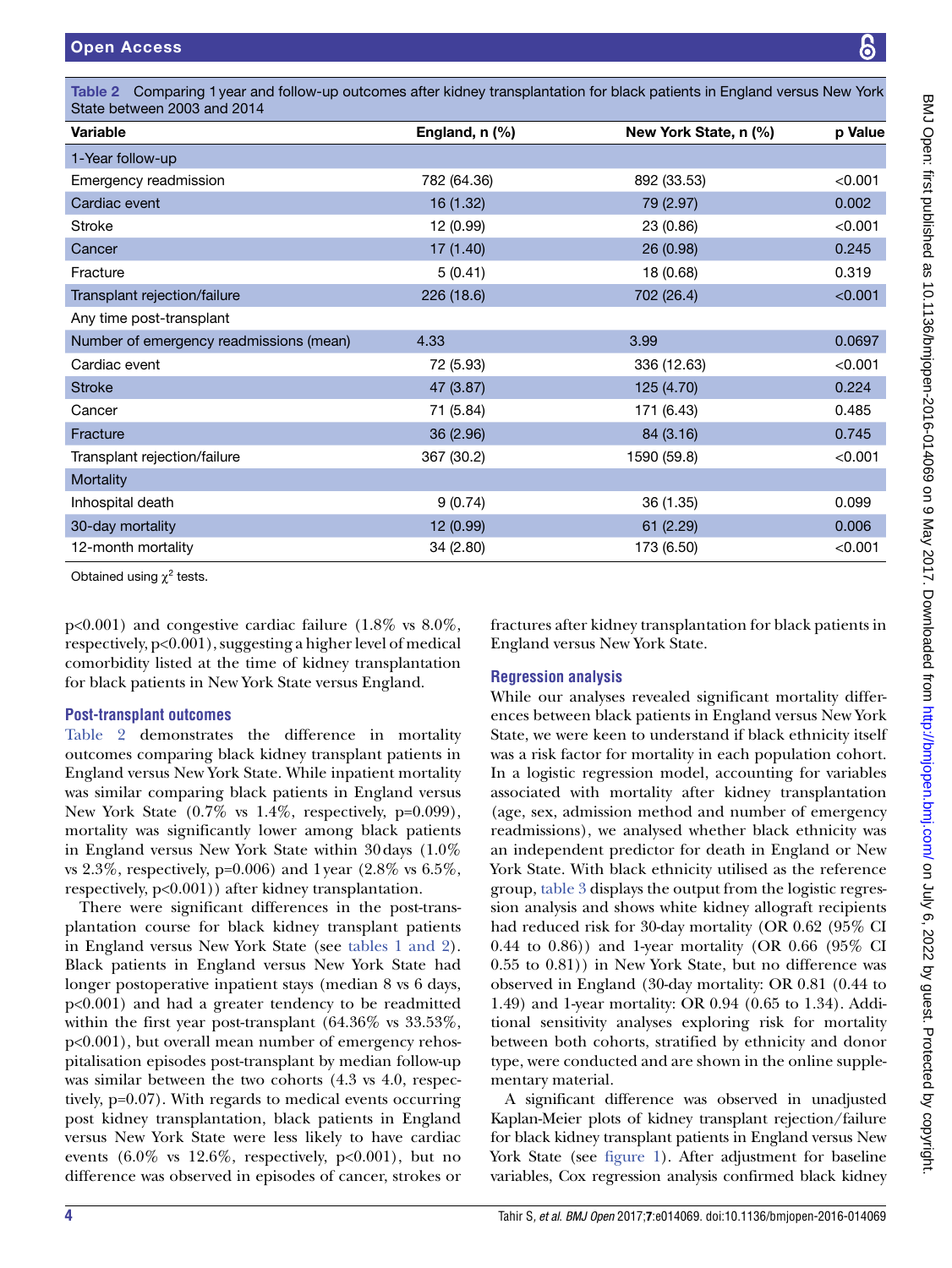**Table 2** Comparing 1 year and follow-up outcomes after kidney transplantation for black patients in England versus New York State between 2003 and 2014

| Variable | England, n (%) | New York State, n (%) | p Value |
|---|---|---|---|
| 1-Year follow-up | | | |
| Emergency readmission | 782 (64.36) | 892 (33.53) | <0.001 |
| Cardiac event | 16 (1.32) | 79 (2.97) | 0.002 |
| Stroke | 12 (0.99) | 23 (0.86) | <0.001 |
| Cancer | 17 (1.40) | 26 (0.98) | 0.245 |
| Fracture | 5 (0.41) | 18 (0.68) | 0.319 |
| Transplant rejection/failure | 226 (18.6) | 702 (26.4) | <0.001 |
| Any time post-transplant | | | |
| Number of emergency readmissions (mean) | 4.33 | 3.99 | 0.0697 |
| Cardiac event | 72 (5.93) | 336 (12.63) | <0.001 |
| Stroke | 47 (3.87) | 125 (4.70) | 0.224 |
| Cancer | 71 (5.84) | 171 (6.43) | 0.485 |
| Fracture | 36 (2.96) | 84 (3.16) | 0.745 |
| Transplant rejection/failure | 367 (30.2) | 1590 (59.8) | <0.001 |
| Mortality | | | |
| Inhospital death | 9 (0.74) | 36 (1.35) | 0.099 |
| 30-day mortality | 12 (0.99) | 61 (2.29) | 0.006 |
| 12-month mortality | 34 (2.80) | 173 (6.50) | <0.001 |

Obtained using $\chi^2$ tests.

p<0.001) and congestive cardiac failure (1.8% vs 8.0%, respectively, p<0.001), suggesting a higher level of medical comorbidity listed at the time of kidney transplantation for black patients in New York State versus England.

### Post-transplant outcomes

Table 2 demonstrates the difference in mortality outcomes comparing black kidney transplant patients in England versus New York State. While inpatient mortality was similar comparing black patients in England versus New York State (0.7% vs 1.4%, respectively, p=0.099), mortality was significantly lower among black patients in England versus New York State within 30 days (1.0% vs 2.3%, respectively, p=0.006) and 1 year (2.8% vs 6.5%, respectively, p<0.001)) after kidney transplantation.

There were significant differences in the post-transplantation course for black kidney transplant patients in England versus New York State (see tables 1 and 2). Black patients in England versus New York State had longer postoperative inpatient stays (median 8 vs 6 days, p<0.001) and had a greater tendency to be readmitted within the first year post-transplant (64.36% vs 33.53%, p<0.001), but overall mean number of emergency rehospitalisation episodes post-transplant by median follow-up was similar between the two cohorts (4.3 vs 4.0, respectively, p=0.07). With regards to medical events occurring post kidney transplantation, black patients in England versus New York State were less likely to have cardiac events (6.0% vs 12.6%, respectively, p<0.001), but no difference was observed in episodes of cancer, strokes or fractures after kidney transplantation for black patients in England versus New York State.

### Regression analysis

While our analyses revealed significant mortality differences between black patients in England versus New York State, we were keen to understand if black ethnicity itself was a risk factor for mortality in each population cohort. In a logistic regression model, accounting for variables associated with mortality after kidney transplantation (age, sex, admission method and number of emergency readmissions), we analysed whether black ethnicity was an independent predictor for death in England or New York State. With black ethnicity utilised as the reference group, table 3 displays the output from the logistic regression analysis and shows white kidney allograft recipients had reduced risk for 30-day mortality (OR 0.62 (95% CI 0.44 to 0.86)) and 1-year mortality (OR 0.66 (95% CI 0.55 to 0.81)) in New York State, but no difference was observed in England (30-day mortality: OR 0.81 (0.44 to 1.49) and 1-year mortality: OR 0.94 (0.65 to 1.34). Additional sensitivity analyses exploring risk for mortality between both cohorts, stratified by ethnicity and donor type, were conducted and are shown in the online supplementary material.

A significant difference was observed in unadjusted Kaplan-Meier plots of kidney transplant rejection/failure for black kidney transplant patients in England versus New York State (see figure 1). After adjustment for baseline variables, Cox regression analysis confirmed black kidney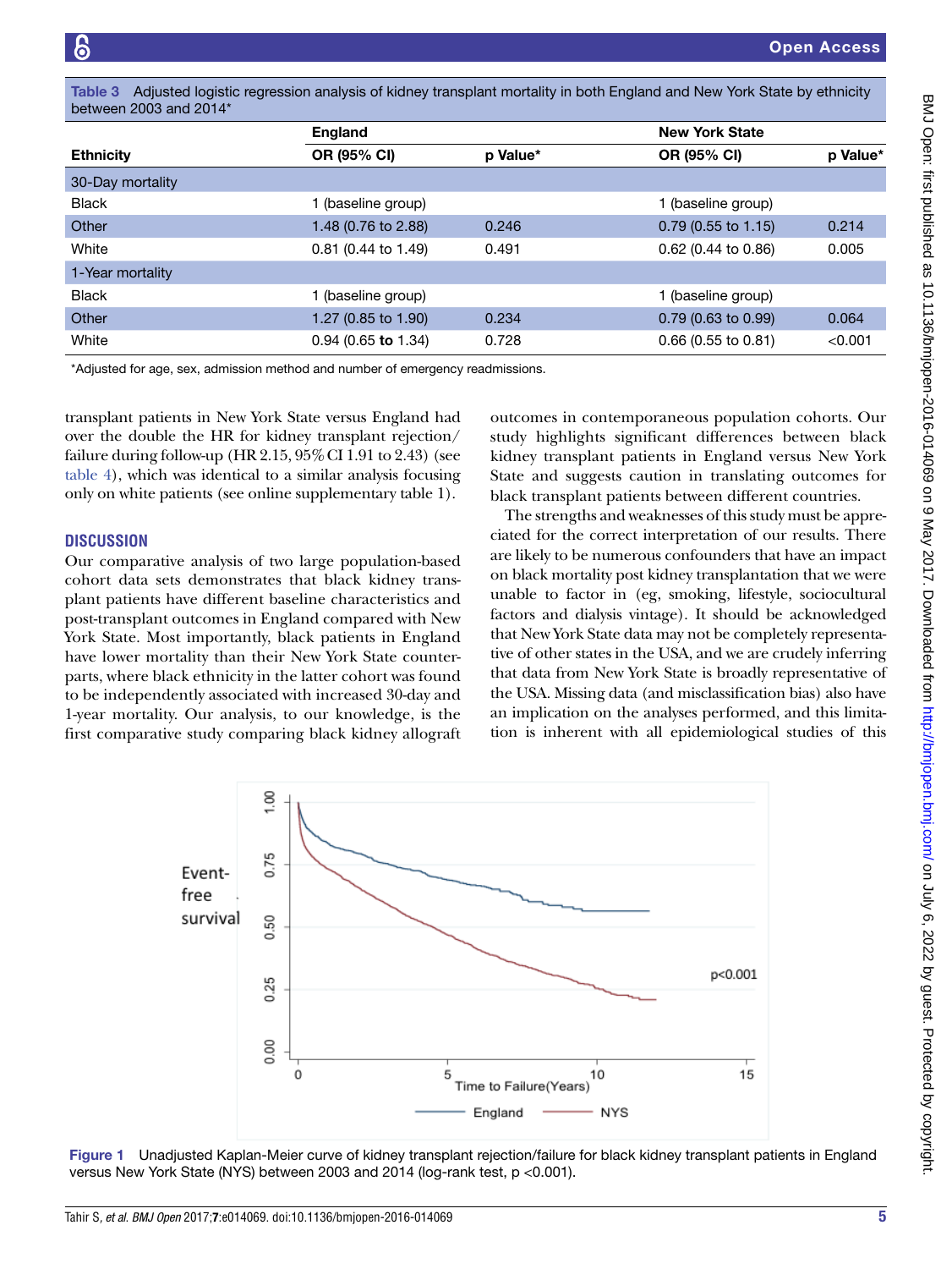**Table 3** Adjusted logistic regression analysis of kidney transplant mortality in both England and New York State by ethnicity between 2003 and 2014*

| | England | | New York State | |
|---|---|---|---|---|
| **Ethnicity** | **OR (95% CI)** | **p Value*** | **OR (95% CI)** | **p Value*** |
| 30-Day mortality | | | | |
| Black | 1 (baseline group) | | 1 (baseline group) | |
| Other | 1.48 (0.76 to 2.88) | 0.246 | 0.79 (0.55 to 1.15) | 0.214 |
| White | 0.81 (0.44 to 1.49) | 0.491 | 0.62 (0.44 to 0.86) | 0.005 |
| 1-Year mortality | | | | |
| Black | 1 (baseline group) | | 1 (baseline group) | |
| Other | 1.27 (0.85 to 1.90) | 0.234 | 0.79 (0.63 to 0.99) | 0.064 |
| White | 0.94 (0.65 **to** 1.34) | 0.728 | 0.66 (0.55 to 0.81) | <0.001 |

*Adjusted for age, sex, admission method and number of emergency readmissions.

transplant patients in New York State versus England had over the double the HR for kidney transplant rejection/failure during follow-up (HR 2.15, 95% CI 1.91 to 2.43) (see table 4), which was identical to a similar analysis focusing only on white patients (see online supplementary table 1).

## DISCUSSION

Our comparative analysis of two large population-based cohort data sets demonstrates that black kidney transplant patients have different baseline characteristics and post-transplant outcomes in England compared with New York State. Most importantly, black patients in England have lower mortality than their New York State counterparts, where black ethnicity in the latter cohort was found to be independently associated with increased 30-day and 1-year mortality. Our analysis, to our knowledge, is the first comparative study comparing black kidney allograft outcomes in contemporaneous population cohorts. Our study highlights significant differences between black kidney transplant patients in England versus New York State and suggests caution in translating outcomes for black transplant patients between different countries.

The strengths and weaknesses of this study must be appreciated for the correct interpretation of our results. There are likely to be numerous confounders that have an impact on black mortality post kidney transplantation that we were unable to factor in (eg, smoking, lifestyle, sociocultural factors and dialysis vintage). It should be acknowledged that New York State data may not be completely representative of other states in the USA, and we are crudely inferring that data from New York State is broadly representative of the USA. Missing data (and misclassification bias) also have an implication on the analyses performed, and this limitation is inherent with all epidemiological studies of this

**Figure 1** Unadjusted Kaplan-Meier curve of kidney transplant rejection/failure for black kidney transplant patients in England versus New York State (NYS) between 2003 and 2014 (log-rank test, p <0.001).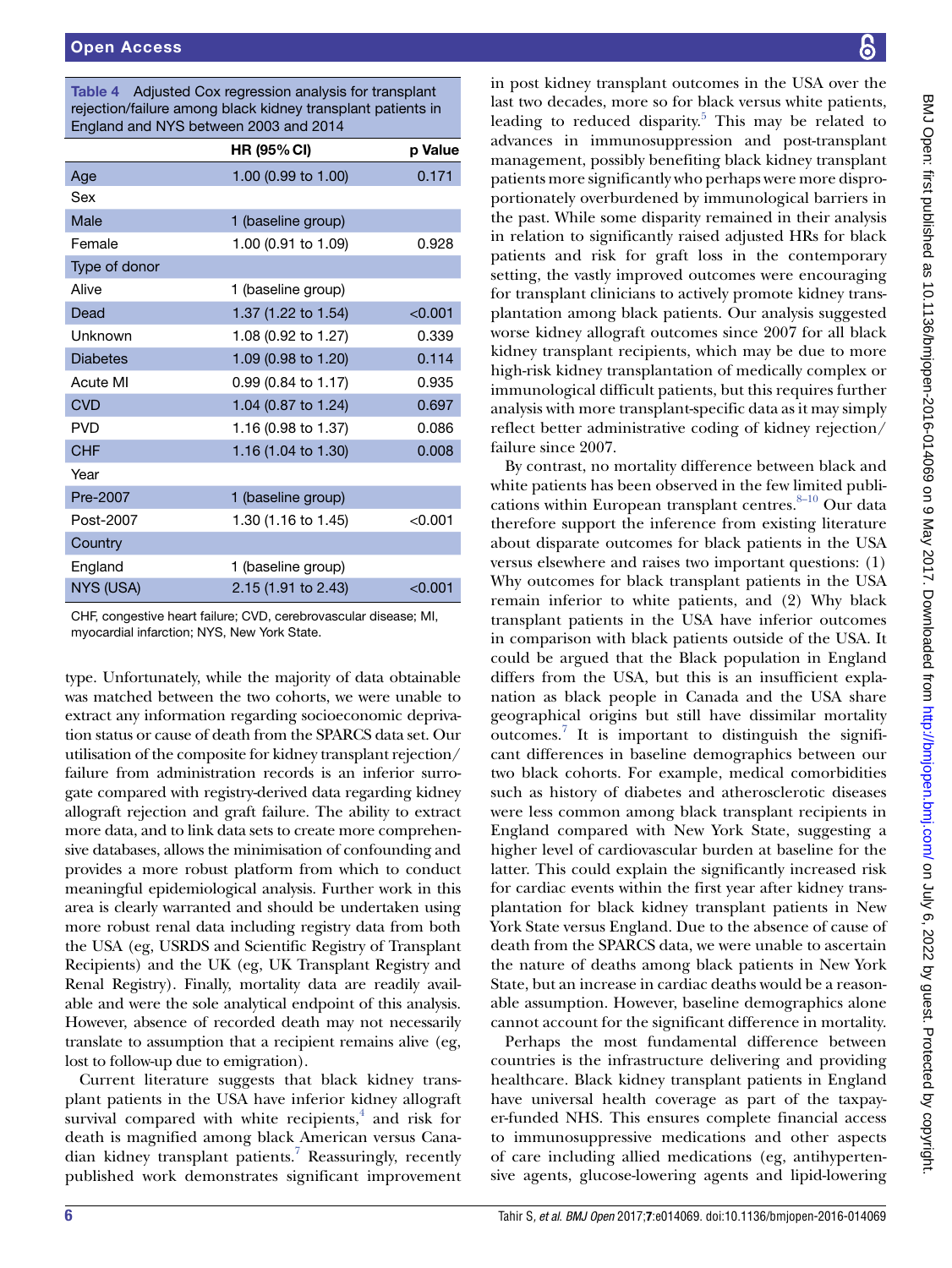Table 4 Adjusted Cox regression analysis for transplant rejection/failure among black kidney transplant patients in England and NYS between 2003 and 2014

| | HR (95% CI) | p Value |
|---|---|---|
| Age | 1.00 (0.99 to 1.00) | 0.171 |
| Sex | | |
| Male | 1 (baseline group) | |
| Female | 1.00 (0.91 to 1.09) | 0.928 |
| Type of donor | | |
| Alive | 1 (baseline group) | |
| Dead | 1.37 (1.22 to 1.54) | <0.001 |
| Unknown | 1.08 (0.92 to 1.27) | 0.339 |
| Diabetes | 1.09 (0.98 to 1.20) | 0.114 |
| Acute MI | 0.99 (0.84 to 1.17) | 0.935 |
| CVD | 1.04 (0.87 to 1.24) | 0.697 |
| PVD | 1.16 (0.98 to 1.37) | 0.086 |
| CHF | 1.16 (1.04 to 1.30) | 0.008 |
| Year | | |
| Pre-2007 | 1 (baseline group) | |
| Post-2007 | 1.30 (1.16 to 1.45) | <0.001 |
| Country | | |
| England | 1 (baseline group) | |
| NYS (USA) | 2.15 (1.91 to 2.43) | <0.001 |

CHF, congestive heart failure; CVD, cerebrovascular disease; MI, myocardial infarction; NYS, New York State.

type. Unfortunately, while the majority of data obtainable was matched between the two cohorts, we were unable to extract any information regarding socioeconomic deprivation status or cause of death from the SPARCS data set. Our utilisation of the composite for kidney transplant rejection/failure from administration records is an inferior surrogate compared with registry-derived data regarding kidney allograft rejection and graft failure. The ability to extract more data, and to link data sets to create more comprehensive databases, allows the minimisation of confounding and provides a more robust platform from which to conduct meaningful epidemiological analysis. Further work in this area is clearly warranted and should be undertaken using more robust renal data including registry data from both the USA (eg, USRDS and Scientific Registry of Transplant Recipients) and the UK (eg, UK Transplant Registry and Renal Registry). Finally, mortality data are readily available and were the sole analytical endpoint of this analysis. However, absence of recorded death may not necessarily translate to assumption that a recipient remains alive (eg, lost to follow-up due to emigration).

Current literature suggests that black kidney transplant patients in the USA have inferior kidney allograft survival compared with white recipients,[4] and risk for death is magnified among black American versus Canadian kidney transplant patients.[7] Reassuringly, recently published work demonstrates significant improvement in post kidney transplant outcomes in the USA over the last two decades, more so for black versus white patients, leading to reduced disparity.[5] This may be related to advances in immunosuppression and post-transplant management, possibly benefiting black kidney transplant patients more significantly who perhaps were more disproportionately overburdened by immunological barriers in the past. While some disparity remained in their analysis in relation to significantly raised adjusted HRs for black patients and risk for graft loss in the contemporary setting, the vastly improved outcomes were encouraging for transplant clinicians to actively promote kidney transplantation among black patients. Our analysis suggested worse kidney allograft outcomes since 2007 for all black kidney transplant recipients, which may be due to more high-risk kidney transplantation of medically complex or immunological difficult patients, but this requires further analysis with more transplant-specific data as it may simply reflect better administrative coding of kidney rejection/failure since 2007.

By contrast, no mortality difference between black and white patients has been observed in the few limited publications within European transplant centres.[8–10] Our data therefore support the inference from existing literature about disparate outcomes for black patients in the USA versus elsewhere and raises two important questions: (1) Why outcomes for black transplant patients in the USA remain inferior to white patients, and (2) Why black transplant patients in the USA have inferior outcomes in comparison with black patients outside of the USA. It could be argued that the Black population in England differs from the USA, but this is an insufficient explanation as black people in Canada and the USA share geographical origins but still have dissimilar mortality outcomes.[7] It is important to distinguish the significant differences in baseline demographics between our two black cohorts. For example, medical comorbidities such as history of diabetes and atherosclerotic diseases were less common among black transplant recipients in England compared with New York State, suggesting a higher level of cardiovascular burden at baseline for the latter. This could explain the significantly increased risk for cardiac events within the first year after kidney transplantation for black kidney transplant patients in New York State versus England. Due to the absence of cause of death from the SPARCS data, we were unable to ascertain the nature of deaths among black patients in New York State, but an increase in cardiac deaths would be a reasonable assumption. However, baseline demographics alone cannot account for the significant difference in mortality.

Perhaps the most fundamental difference between countries is the infrastructure delivering and providing healthcare. Black kidney transplant patients in England have universal health coverage as part of the taxpayer-funded NHS. This ensures complete financial access to immunosuppressive medications and other aspects of care including allied medications (eg, antihypertensive agents, glucose-lowering agents and lipid-lowering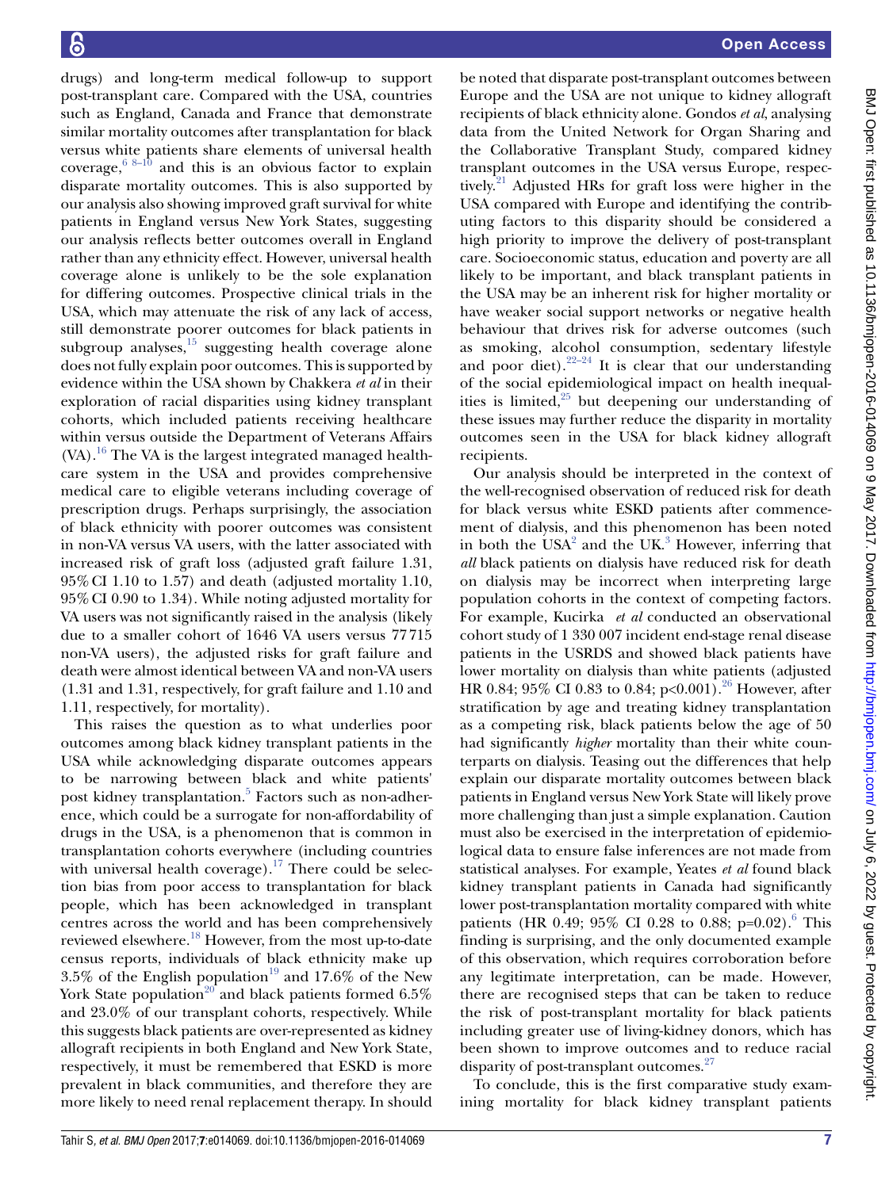drugs) and long-term medical follow-up to support post-transplant care. Compared with the USA, countries such as England, Canada and France that demonstrate similar mortality outcomes after transplantation for black versus white patients share elements of universal health coverage,[6 8–10] and this is an obvious factor to explain disparate mortality outcomes. This is also supported by our analysis also showing improved graft survival for white patients in England versus New York States, suggesting our analysis reflects better outcomes overall in England rather than any ethnicity effect. However, universal health coverage alone is unlikely to be the sole explanation for differing outcomes. Prospective clinical trials in the USA, which may attenuate the risk of any lack of access, still demonstrate poorer outcomes for black patients in subgroup analyses,[15] suggesting health coverage alone does not fully explain poor outcomes. This is supported by evidence within the USA shown by Chakkera *et al* in their exploration of racial disparities using kidney transplant cohorts, which included patients receiving healthcare within versus outside the Department of Veterans Affairs (VA).[16] The VA is the largest integrated managed healthcare system in the USA and provides comprehensive medical care to eligible veterans including coverage of prescription drugs. Perhaps surprisingly, the association of black ethnicity with poorer outcomes was consistent in non-VA versus VA users, with the latter associated with increased risk of graft loss (adjusted graft failure 1.31, 95% CI 1.10 to 1.57) and death (adjusted mortality 1.10, 95% CI 0.90 to 1.34). While noting adjusted mortality for VA users was not significantly raised in the analysis (likely due to a smaller cohort of 1646 VA users versus 77715 non-VA users), the adjusted risks for graft failure and death were almost identical between VA and non-VA users (1.31 and 1.31, respectively, for graft failure and 1.10 and 1.11, respectively, for mortality).

This raises the question as to what underlies poor outcomes among black kidney transplant patients in the USA while acknowledging disparate outcomes appears to be narrowing between black and white patients' post kidney transplantation.[5] Factors such as non-adherence, which could be a surrogate for non-affordability of drugs in the USA, is a phenomenon that is common in transplantation cohorts everywhere (including countries with universal health coverage).[17] There could be selection bias from poor access to transplantation for black people, which has been acknowledged in transplant centres across the world and has been comprehensively reviewed elsewhere.[18] However, from the most up-to-date census reports, individuals of black ethnicity make up 3.5% of the English population[19] and 17.6% of the New York State population[20] and black patients formed 6.5% and 23.0% of our transplant cohorts, respectively. While this suggests black patients are over-represented as kidney allograft recipients in both England and New York State, respectively, it must be remembered that ESKD is more prevalent in black communities, and therefore they are more likely to need renal replacement therapy. In should be noted that disparate post-transplant outcomes between Europe and the USA are not unique to kidney allograft recipients of black ethnicity alone. Gondos *et al*, analysing data from the United Network for Organ Sharing and the Collaborative Transplant Study, compared kidney transplant outcomes in the USA versus Europe, respectively.[21] Adjusted HRs for graft loss were higher in the USA compared with Europe and identifying the contributing factors to this disparity should be considered a high priority to improve the delivery of post-transplant care. Socioeconomic status, education and poverty are all likely to be important, and black transplant patients in the USA may be an inherent risk for higher mortality or have weaker social support networks or negative health behaviour that drives risk for adverse outcomes (such as smoking, alcohol consumption, sedentary lifestyle and poor diet).[22–24] It is clear that our understanding of the social epidemiological impact on health inequalities is limited,[25] but deepening our understanding of these issues may further reduce the disparity in mortality outcomes seen in the USA for black kidney allograft recipients.

Our analysis should be interpreted in the context of the well-recognised observation of reduced risk for death for black versus white ESKD patients after commencement of dialysis, and this phenomenon has been noted in both the USA[2] and the UK.[3] However, inferring that *all* black patients on dialysis have reduced risk for death on dialysis may be incorrect when interpreting large population cohorts in the context of competing factors. For example, Kucirka *et al* conducted an observational cohort study of 1 330 007 incident end-stage renal disease patients in the USRDS and showed black patients have lower mortality on dialysis than white patients (adjusted HR 0.84; 95% CI 0.83 to 0.84; p<0.001).[26] However, after stratification by age and treating kidney transplantation as a competing risk, black patients below the age of 50 had significantly *higher* mortality than their white counterparts on dialysis. Teasing out the differences that help explain our disparate mortality outcomes between black patients in England versus New York State will likely prove more challenging than just a simple explanation. Caution must also be exercised in the interpretation of epidemiological data to ensure false inferences are not made from statistical analyses. For example, Yeates *et al* found black kidney transplant patients in Canada had significantly lower post-transplantation mortality compared with white patients (HR 0.49; 95% CI 0.28 to 0.88; p=0.02).[6] This finding is surprising, and the only documented example of this observation, which requires corroboration before any legitimate interpretation, can be made. However, there are recognised steps that can be taken to reduce the risk of post-transplant mortality for black patients including greater use of living-kidney donors, which has been shown to improve outcomes and to reduce racial disparity of post-transplant outcomes.[27]

To conclude, this is the first comparative study examining mortality for black kidney transplant patients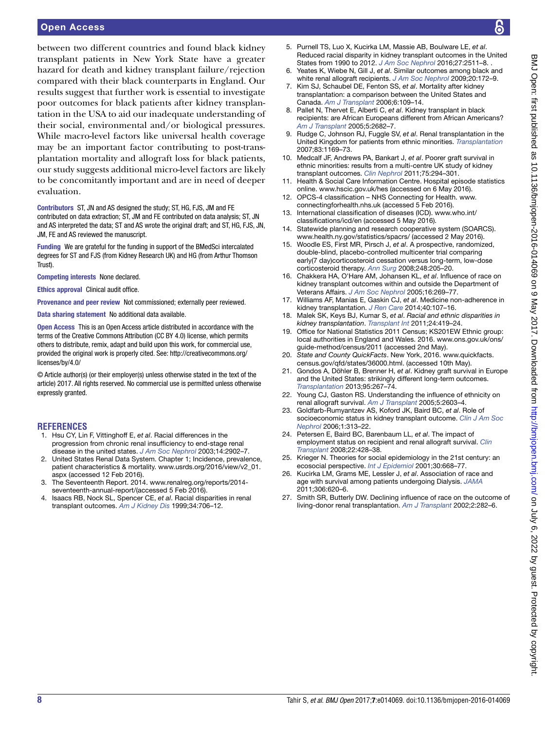between two different countries and found black kidney transplant patients in New York State have a greater hazard for death and kidney transplant failure/rejection compared with their black counterparts in England. Our results suggest that further work is essential to investigate poor outcomes for black patients after kidney transplantation in the USA to aid our inadequate understanding of their social, environmental and/or biological pressures. While macro-level factors like universal health coverage may be an important factor contributing to post-transplantation mortality and allograft loss for black patients, our study suggests additional micro-level factors are likely to be concomitantly important and are in need of deeper evaluation.

**Contributors** ST, JN and AS designed the study; ST, HG, FJS, JM and FE contributed on data extraction; ST, JM and FE contributed on data analysis; ST, JN and AS interpreted the data; ST and AS wrote the original draft; and ST, HG, FJS, JN, JM, FE and AS reviewed the manuscript.

**Funding** We are grateful for the funding in support of the BMedSci intercalated degrees for ST and FJS (from Kidney Research UK) and HG (from Arthur Thomson Trust).

**Competing interests** None declared.

**Ethics approval** Clinical audit office.

**Provenance and peer review** Not commissioned; externally peer reviewed.

**Data sharing statement** No additional data available.

**Open Access** This is an Open Access article distributed in accordance with the terms of the Creative Commons Attribution (CC BY 4.0) license, which permits others to distribute, remix, adapt and build upon this work, for commercial use, provided the original work is properly cited. See: http://creativecommons.org/licenses/by/4.0/

© Article author(s) (or their employer(s) unless otherwise stated in the text of the article) 2017. All rights reserved. No commercial use is permitted unless otherwise expressly granted.

## REFERENCES

1. Hsu CY, Lin F, Vittinghoff E, *et al*. Racial differences in the progression from chronic renal insufficiency to end-stage renal disease in the united states. *J Am Soc Nephrol* 2003;14:2902–7.
2. United States Renal Data System. Chapter 1; Incidence, prevalence, patient characteristics & mortality. www.usrds.org/2016/view/v2_01.aspx (accessed 12 Feb 2016).
3. The Seventeenth Report. 2014. www.renalreg.org/reports/2014-seventeenth-annual-report/(accessed 5 Feb 2016).
4. Isaacs RB, Nock SL, Spencer CE, *et al*. Racial disparities in renal transplant outcomes. *Am J Kidney Dis* 1999;34:706–12.
5. Purnell TS, Luo X, Kucirka LM, Massie AB, Boulware LE, *et al*. Reduced racial disparity in kidney transplant outcomes in the United States from 1990 to 2012. *J Am Soc Nephrol* 2016;27:2511–8. .
6. Yeates K, Wiebe N, Gill J, *et al*. Similar outcomes among black and white renal allograft recipients. *J Am Soc Nephrol* 2009;20:172–9.
7. Kim SJ, Schaubel DE, Fenton SS, *et al*. Mortality after kidney transplantation: a comparison between the United States and Canada. *Am J Transplant* 2006;6:109–14.
8. Pallet N, Thervet E, Alberti C, *et al*. Kidney transplant in black recipients: are African Europeans different from African Americans? *Am J Transplant* 2005;5:2682–7.
9. Rudge C, Johnson RJ, Fuggle SV, *et al*. Renal transplantation in the United Kingdom for patients from ethnic minorities. *Transplantation* 2007;83:1169–73.
10. Medcalf JF, Andrews PA, Bankart J, *et al*. Poorer graft survival in ethnic minorities: results from a multi-centre UK study of kidney transplant outcomes. *Clin Nephrol* 2011;75:294–301.
11. Health & Social Care Information Centre. Hospital episode statistics online. www.hscic.gov.uk/hes (accessed on 6 May 2016).
12. OPCS-4 classification – NHS Connecting for Health. www.connectingforhealth.nhs.uk (accessed 5 Feb 2016).
13. International classification of diseases (ICD). www.who.int/classifications/icd/en (accessed 5 May 2016).
14. Statewide planning and research cooperative system (SOARCS). www.health.ny.gov/statistics/sparcs/ (accessed 2 May 2016).
15. Woodle ES, First MR, Pirsch J, *et al*. A prospective, randomized, double-blind, placebo-controlled multicenter trial comparing early(7 day)corticosteroid cessation versus long-term, low-dose corticosteroid therapy. *Ann Surg* 2008;248:205–20.
16. Chakkera HA, O'Hare AM, Johansen KL, *et al*. Influence of race on kidney transplant outcomes within and outside the Department of Veterans Affairs. *J Am Soc Nephrol* 2005;16:269–77.
17. Williams AF, Manias E, Gaskin CJ, *et al*. Medicine non-adherence in kidney transplantation. *J Ren Care* 2014;40:107–16.
18. Malek SK, Keys BJ, Kumar S, *et al*. *Racial and ethnic disparities in kidney transplantation*. *Transplant Int* 2011;24:419–24.
19. Office for National Statistics 2011 Census; KS201EW Ethnic group: local authorities in England and Wales. 2016. www.ons.gov.uk/ons/guide-method/census/2011 (accessed 2nd May).
20. *State and County QuickFacts*. New York, 2016. www.quickfacts.census.gov/qfd/states/36000.html. (accessed 10th May).
21. Gondos A, Döhler B, Brenner H, *et al*. Kidney graft survival in Europe and the United States: strikingly different long-term outcomes. *Transplantation* 2013;95:267–74.
22. Young CJ, Gaston RS. Understanding the influence of ethnicity on renal allograft survival. *Am J Transplant* 2005;5:2603–4.
23. Goldfarb-Rumyantzev AS, Koford JK, Baird BC, *et al*. Role of socioeconomic status in kidney transplant outcome. *Clin J Am Soc Nephrol* 2006;1:313–22.
24. Petersen E, Baird BC, Barenbaum LL, *et al*. The impact of employment status on recipient and renal allograft survival. *Clin Transplant* 2008;22:428–38.
25. Krieger N. Theories for social epidemiology in the 21st century: an ecosocial perspective. *Int J Epidemiol* 2001;30:668–77.
26. Kucirka LM, Grams ME, Lessler J, *et al*. Association of race and age with survival among patients undergoing Dialysis. *JAMA* 2011;306:620–6.
27. Smith SR, Butterly DW. Declining influence of race on the outcome of living-donor renal transplantation. *Am J Transplant* 2002;2:282–6.